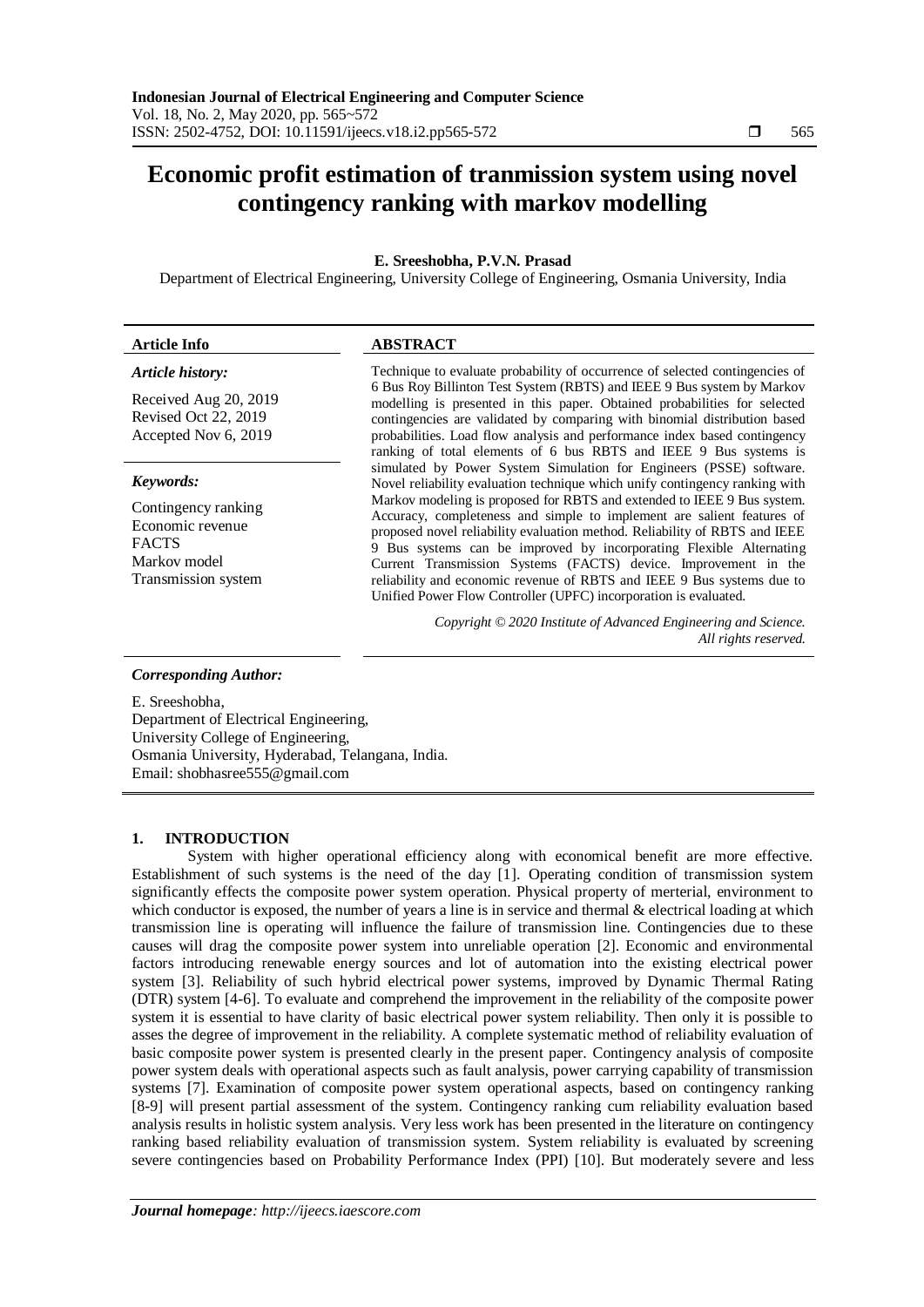# Economic profit estimation of tranmission system using novel contingency ranking with markov modelling

**E. Sreeshobha, P.V.N. Prasad**

Department of Electrical Engineering, University College of Engineering, Osmania University, India

| Article Info | ABSTRACT |
|---|---|
| ***Article history:*** <br> Received Aug 20, 2019 <br> Revised Oct 22, 2019 <br> Accepted Nov 6, 2019 <br><br> ***Keywords:*** <br> Contingency ranking <br> Economic revenue <br> FACTS <br> Markov model <br> Transmission system | Technique to evaluate probability of occurrence of selected contingencies of 6 Bus Roy Billinton Test System (RBTS) and IEEE 9 Bus system by Markov modelling is presented in this paper. Obtained probabilities for selected contingencies are validated by comparing with binomial distribution based probabilities. Load flow analysis and performance index based contingency ranking of total elements of 6 bus RBTS and IEEE 9 Bus systems is simulated by Power System Simulation for Engineers (PSSE) software. Novel reliability evaluation technique which unify contingency ranking with Markov modeling is proposed for RBTS and extended to IEEE 9 Bus system. Accuracy, completeness and simple to implement are salient features of proposed novel reliability evaluation method. Reliability of RBTS and IEEE 9 Bus systems can be improved by incorporating Flexible Alternating Current Transmission Systems (FACTS) device. Improvement in the reliability and economic revenue of RBTS and IEEE 9 Bus systems due to Unified Power Flow Controller (UPFC) incorporation is evaluated. <br><br> *Copyright © 2020 Institute of Advanced Engineering and Science. All rights reserved.* |

***Corresponding Author:***

E. Sreeshobha,
Department of Electrical Engineering,
University College of Engineering,
Osmania University, Hyderabad, Telangana, India.
Email: shobhasree555@gmail.com

## 1. INTRODUCTION

System with higher operational efficiency along with economical benefit are more effective. Establishment of such systems is the need of the day [1]. Operating condition of transmission system significantly effects the composite power system operation. Physical property of merterial, environment to which conductor is exposed, the number of years a line is in service and thermal & electrical loading at which transmission line is operating will influence the failure of transmission line. Contingencies due to these causes will drag the composite power system into unreliable operation [2]. Economic and environmental factors introducing renewable energy sources and lot of automation into the existing electrical power system [3]. Reliability of such hybrid electrical power systems, improved by Dynamic Thermal Rating (DTR) system [4-6]. To evaluate and comprehend the improvement in the reliability of the composite power system it is essential to have clarity of basic electrical power system reliability. Then only it is possible to asses the degree of improvement in the reliability. A complete systematic method of reliability evaluation of basic composite power system is presented clearly in the present paper. Contingency analysis of composite power system deals with operational aspects such as fault analysis, power carrying capability of transmission systems [7]. Examination of composite power system operational aspects, based on contingency ranking [8-9] will present partial assessment of the system. Contingency ranking cum reliability evaluation based analysis results in holistic system analysis. Very less work has been presented in the literature on contingency ranking based reliability evaluation of transmission system. System reliability is evaluated by screening severe contingencies based on Probability Performance Index (PPI) [10]. But moderately severe and less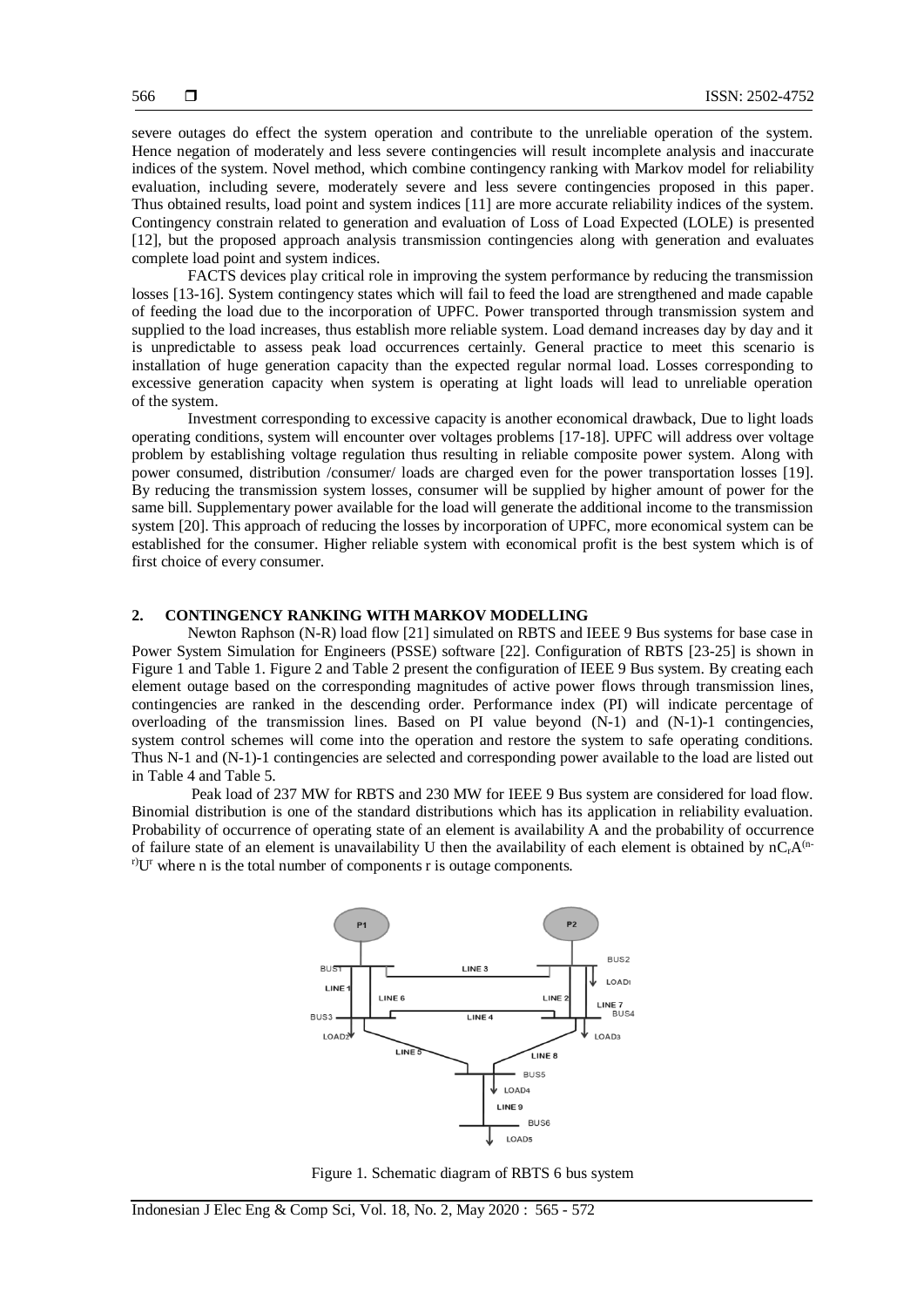severe outages do effect the system operation and contribute to the unreliable operation of the system. Hence negation of moderately and less severe contingencies will result incomplete analysis and inaccurate indices of the system. Novel method, which combine contingency ranking with Markov model for reliability evaluation, including severe, moderately severe and less severe contingencies proposed in this paper. Thus obtained results, load point and system indices [11] are more accurate reliability indices of the system. Contingency constrain related to generation and evaluation of Loss of Load Expected (LOLE) is presented [12], but the proposed approach analysis transmission contingencies along with generation and evaluates complete load point and system indices.

FACTS devices play critical role in improving the system performance by reducing the transmission losses [13-16]. System contingency states which will fail to feed the load are strengthened and made capable of feeding the load due to the incorporation of UPFC. Power transported through transmission system and supplied to the load increases, thus establish more reliable system. Load demand increases day by day and it is unpredictable to assess peak load occurrences certainly. General practice to meet this scenario is installation of huge generation capacity than the expected regular normal load. Losses corresponding to excessive generation capacity when system is operating at light loads will lead to unreliable operation of the system.

Investment corresponding to excessive capacity is another economical drawback, Due to light loads operating conditions, system will encounter over voltages problems [17-18]. UPFC will address over voltage problem by establishing voltage regulation thus resulting in reliable composite power system. Along with power consumed, distribution /consumer/ loads are charged even for the power transportation losses [19]. By reducing the transmission system losses, consumer will be supplied by higher amount of power for the same bill. Supplementary power available for the load will generate the additional income to the transmission system [20]. This approach of reducing the losses by incorporation of UPFC, more economical system can be established for the consumer. Higher reliable system with economical profit is the best system which is of first choice of every consumer.

## 2. CONTINGENCY RANKING WITH MARKOV MODELLING

Newton Raphson (N-R) load flow [21] simulated on RBTS and IEEE 9 Bus systems for base case in Power System Simulation for Engineers (PSSE) software [22]. Configuration of RBTS [23-25] is shown in Figure 1 and Table 1. Figure 2 and Table 2 present the configuration of IEEE 9 Bus system. By creating each element outage based on the corresponding magnitudes of active power flows through transmission lines, contingencies are ranked in the descending order. Performance index (PI) will indicate percentage of overloading of the transmission lines. Based on PI value beyond (N-1) and (N-1)-1 contingencies, system control schemes will come into the operation and restore the system to safe operating conditions. Thus N-1 and (N-1)-1 contingencies are selected and corresponding power available to the load are listed out in Table 4 and Table 5.

Peak load of 237 MW for RBTS and 230 MW for IEEE 9 Bus system are considered for load flow. Binomial distribution is one of the standard distributions which has its application in reliability evaluation. Probability of occurrence of operating state of an element is availability A and the probability of occurrence of failure state of an element is unavailability U then the availability of each element is obtained by $nC_rA^{(n-r)}U^r$ where n is the total number of components r is outage components.

Figure 1. Schematic diagram of RBTS 6 bus system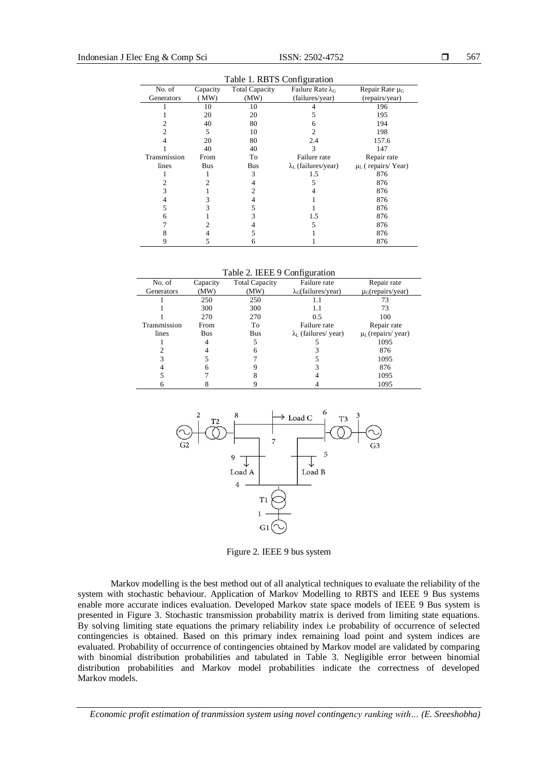Table 1. RBTS Configuration

| No. of Generators | Capacity (MW) | Total Capacity (MW) | Failure Rate $\lambda_G$ (failures/year) | Repair Rate $\mu_G$ (repairs/year) |
|---|---|---|---|---|
| 1 | 10 | 10 | 4 | 196 |
| 1 | 20 | 20 | 5 | 195 |
| 2 | 40 | 80 | 6 | 194 |
| 2 | 5 | 10 | 2 | 198 |
| 4 | 20 | 80 | 2.4 | 157.6 |
| 1 | 40 | 40 | 3 | 147 |
| Transmission lines | From Bus | To Bus | Failure rate $\lambda_L$ (failures/year) | Repair rate $\mu_L$ ( repairs/ Year) |
| 1 | 1 | 3 | 1.5 | 876 |
| 2 | 2 | 4 | 5 | 876 |
| 3 | 1 | 2 | 4 | 876 |
| 4 | 3 | 4 | 1 | 876 |
| 5 | 3 | 5 | 1 | 876 |
| 6 | 1 | 3 | 1.5 | 876 |
| 7 | 2 | 4 | 5 | 876 |
| 8 | 4 | 5 | 1 | 876 |
| 9 | 5 | 6 | 1 | 876 |

Table 2. IEEE 9 Configuration

| No. of Generators | Capacity (MW) | Total Capacity (MW) | Failure rate $\lambda_G$(failures/year) | Repair rate $\mu_G$(repairs/year) |
|---|---|---|---|---|
| 1 | 250 | 250 | 1.1 | 73 |
| 1 | 300 | 300 | 1.1 | 73 |
| 1 | 270 | 270 | 0.5 | 100 |
| Transmission lines | From Bus | To Bus | Failure rate $\lambda_L$ (failures/ year) | Repair rate $\mu_L$ (repairs/ year) |
| 1 | 4 | 5 | 5 | 1095 |
| 2 | 4 | 6 | 3 | 876 |
| 3 | 5 | 7 | 5 | 1095 |
| 4 | 6 | 9 | 3 | 876 |
| 5 | 7 | 8 | 4 | 1095 |
| 6 | 8 | 9 | 4 | 1095 |

Figure 2. IEEE 9 bus system

Markov modelling is the best method out of all analytical techniques to evaluate the reliability of the system with stochastic behaviour. Application of Markov Modelling to RBTS and IEEE 9 Bus systems enable more accurate indices evaluation. Developed Markov state space models of IEEE 9 Bus system is presented in Figure 3. Stochastic transmission probability matrix is derived from limiting state equations. By solving limiting state equations the primary reliability index i.e probability of occurrence of selected contingencies is obtained. Based on this primary index remaining load point and system indices are evaluated. Probability of occurrence of contingencies obtained by Markov model are validated by comparing with binomial distribution probabilities and tabulated in Table 3. Negligible error between binomial distribution probabilities and Markov model probabilities indicate the correctness of developed Markov models.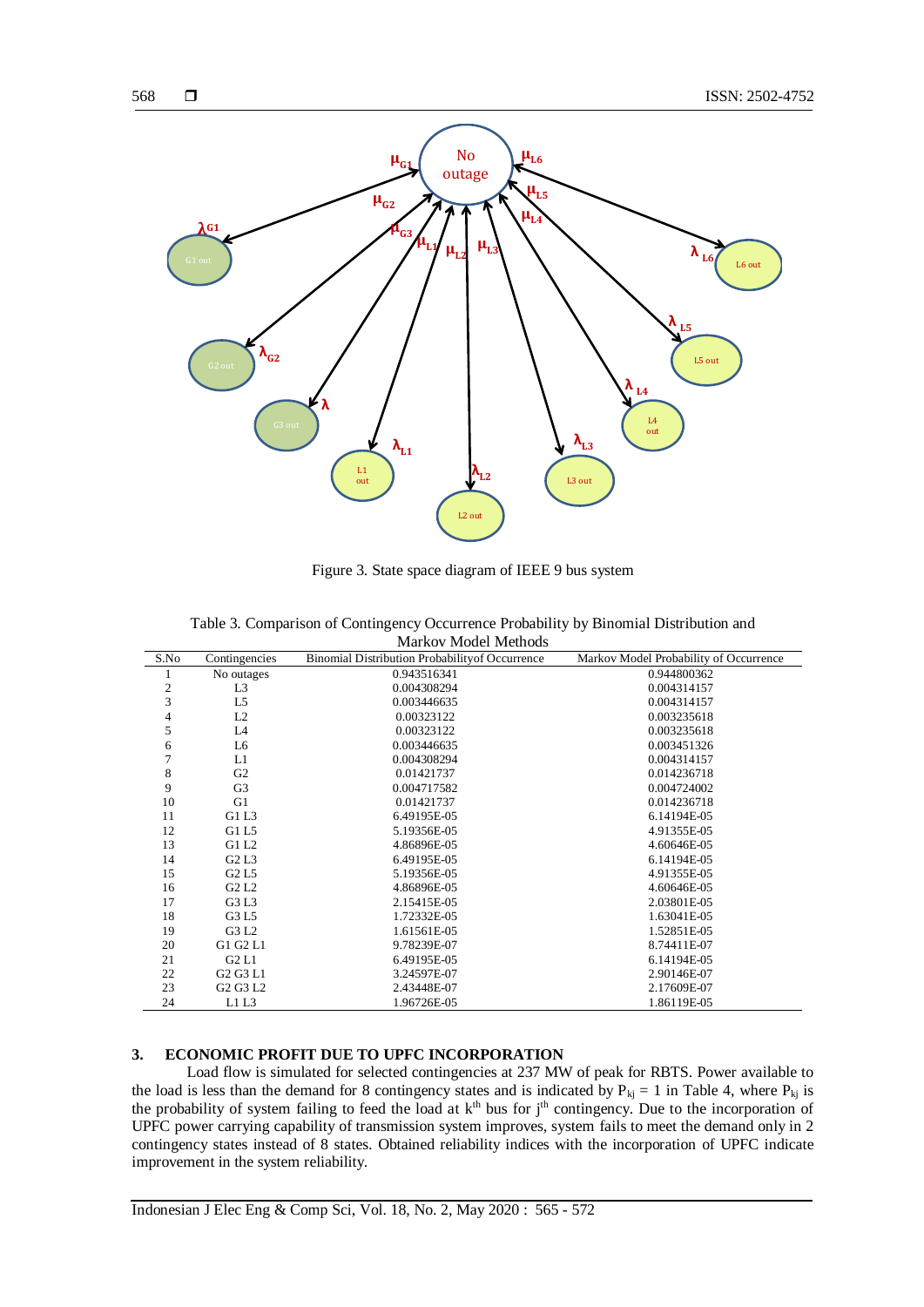Figure 3. State space diagram of IEEE 9 bus system

Table 3. Comparison of Contingency Occurrence Probability by Binomial Distribution and Markov Model Methods

| S.No | Contingencies | Binomial Distribution Probabilityof Occurrence | Markov Model Probability of Occurrence |
|---|---|---|---|
| 1 | No outages | 0.943516341 | 0.944800362 |
| 2 | L3 | 0.004308294 | 0.004314157 |
| 3 | L5 | 0.003446635 | 0.004314157 |
| 4 | L2 | 0.00323122 | 0.003235618 |
| 5 | L4 | 0.00323122 | 0.003235618 |
| 6 | L6 | 0.003446635 | 0.003451326 |
| 7 | L1 | 0.004308294 | 0.004314157 |
| 8 | G2 | 0.01421737 | 0.014236718 |
| 9 | G3 | 0.004717582 | 0.004724002 |
| 10 | G1 | 0.01421737 | 0.014236718 |
| 11 | G1 L3 | 6.49195E-05 | 6.14194E-05 |
| 12 | G1 L5 | 5.19356E-05 | 4.91355E-05 |
| 13 | G1 L2 | 4.86896E-05 | 4.60646E-05 |
| 14 | G2 L3 | 6.49195E-05 | 6.14194E-05 |
| 15 | G2 L5 | 5.19356E-05 | 4.91355E-05 |
| 16 | G2 L2 | 4.86896E-05 | 4.60646E-05 |
| 17 | G3 L3 | 2.15415E-05 | 2.03801E-05 |
| 18 | G3 L5 | 1.72332E-05 | 1.63041E-05 |
| 19 | G3 L2 | 1.61561E-05 | 1.52851E-05 |
| 20 | G1 G2 L1 | 9.78239E-07 | 8.74411E-07 |
| 21 | G2 L1 | 6.49195E-05 | 6.14194E-05 |
| 22 | G2 G3 L1 | 3.24597E-07 | 2.90146E-07 |
| 23 | G2 G3 L2 | 2.43448E-07 | 2.17609E-07 |
| 24 | L1 L3 | 1.96726E-05 | 1.86119E-05 |

## 3. ECONOMIC PROFIT DUE TO UPFC INCORPORATION

Load flow is simulated for selected contingencies at 237 MW of peak for RBTS. Power available to the load is less than the demand for 8 contingency states and is indicated by $P_{kj} = 1$ in Table 4, where $P_{kj}$ is the probability of system failing to feed the load at $k^{th}$ bus for $j^{th}$ contingency. Due to the incorporation of UPFC power carrying capability of transmission system improves, system fails to meet the demand only in 2 contingency states instead of 8 states. Obtained reliability indices with the incorporation of UPFC indicate improvement in the system reliability.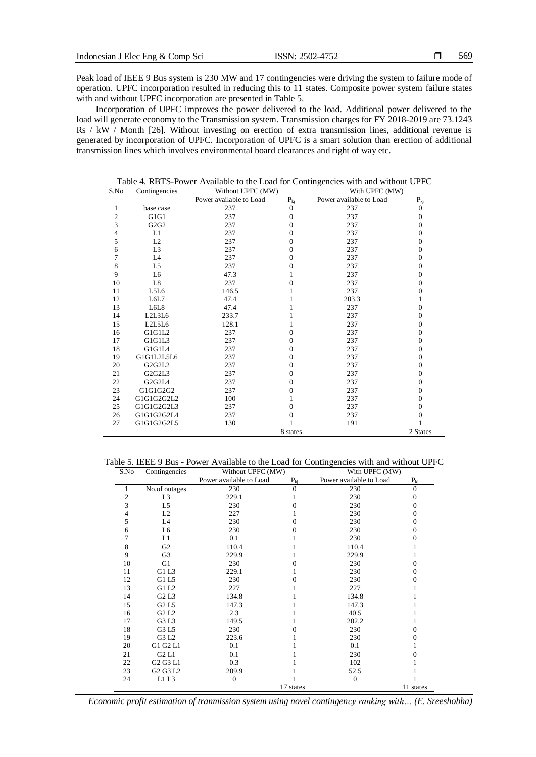Peak load of IEEE 9 Bus system is 230 MW and 17 contingencies were driving the system to failure mode of operation. UPFC incorporation resulted in reducing this to 11 states. Composite power system failure states with and without UPFC incorporation are presented in Table 5.

Incorporation of UPFC improves the power delivered to the load. Additional power delivered to the load will generate economy to the Transmission system. Transmission charges for FY 2018-2019 are 73.1243 Rs / kW / Month [26]. Without investing on erection of extra transmission lines, additional revenue is generated by incorporation of UPFC. Incorporation of UPFC is a smart solution than erection of additional transmission lines which involves environmental board clearances and right of way etc.

Table 4. RBTS-Power Available to the Load for Contingencies with and without UPFC

| S.No | Contingencies | Without UPFC (MW) | | With UPFC (MW) | |
|---|---|---|---|---|---|
| | | Power available to Load | $P_{kj}$ | Power available to Load | $P_{kj}$ |
| 1 | base case | 237 | 0 | 237 | 0 |
| 2 | G1G1 | 237 | 0 | 237 | 0 |
| 3 | G2G2 | 237 | 0 | 237 | 0 |
| 4 | L1 | 237 | 0 | 237 | 0 |
| 5 | L2 | 237 | 0 | 237 | 0 |
| 6 | L3 | 237 | 0 | 237 | 0 |
| 7 | L4 | 237 | 0 | 237 | 0 |
| 8 | L5 | 237 | 0 | 237 | 0 |
| 9 | L6 | 47.3 | 1 | 237 | 0 |
| 10 | L8 | 237 | 0 | 237 | 0 |
| 11 | L5L6 | 146.5 | 1 | 237 | 0 |
| 12 | L6L7 | 47.4 | 1 | 203.3 | 1 |
| 13 | L6L8 | 47.4 | 1 | 237 | 0 |
| 14 | L2L3L6 | 233.7 | 1 | 237 | 0 |
| 15 | L2L5L6 | 128.1 | 1 | 237 | 0 |
| 16 | G1G1L2 | 237 | 0 | 237 | 0 |
| 17 | G1G1L3 | 237 | 0 | 237 | 0 |
| 18 | G1G1L4 | 237 | 0 | 237 | 0 |
| 19 | G1G1L2L5L6 | 237 | 0 | 237 | 0 |
| 20 | G2G2L2 | 237 | 0 | 237 | 0 |
| 21 | G2G2L3 | 237 | 0 | 237 | 0 |
| 22 | G2G2L4 | 237 | 0 | 237 | 0 |
| 23 | G1G1G2G2 | 237 | 0 | 237 | 0 |
| 24 | G1G1G2G2L2 | 100 | 1 | 237 | 0 |
| 25 | G1G1G2G2L3 | 237 | 0 | 237 | 0 |
| 26 | G1G1G2G2L4 | 237 | 0 | 237 | 0 |
| 27 | G1G1G2G2L5 | 130 | 1 | 191 | 1 |
| | | | 8 states | | 2 States |

Table 5. IEEE 9 Bus - Power Available to the Load for Contingencies with and without UPFC

| S.No | Contingencies | Without UPFC (MW) | | With UPFC (MW) | |
|---|---|---|---|---|---|
| | | Power available to Load | $P_{kj}$ | Power available to Load | $P_{kj}$ |
| 1 | No.of outages | 230 | 0 | 230 | 0 |
| 2 | L3 | 229.1 | 1 | 230 | 0 |
| 3 | L5 | 230 | 0 | 230 | 0 |
| 4 | L2 | 227 | 1 | 230 | 0 |
| 5 | L4 | 230 | 0 | 230 | 0 |
| 6 | L6 | 230 | 0 | 230 | 0 |
| 7 | L1 | 0.1 | 1 | 230 | 0 |
| 8 | G2 | 110.4 | 1 | 110.4 | 1 |
| 9 | G3 | 229.9 | 1 | 229.9 | 1 |
| 10 | G1 | 230 | 0 | 230 | 0 |
| 11 | G1 L3 | 229.1 | 1 | 230 | 0 |
| 12 | G1 L5 | 230 | 0 | 230 | 0 |
| 13 | G1 L2 | 227 | 1 | 227 | 1 |
| 14 | G2 L3 | 134.8 | 1 | 134.8 | 1 |
| 15 | G2 L5 | 147.3 | 1 | 147.3 | 1 |
| 16 | G2 L2 | 2.3 | 1 | 40.5 | 1 |
| 17 | G3 L3 | 149.5 | 1 | 202.2 | 1 |
| 18 | G3 L5 | 230 | 0 | 230 | 0 |
| 19 | G3 L2 | 223.6 | 1 | 230 | 0 |
| 20 | G1 G2 L1 | 0.1 | 1 | 0.1 | 1 |
| 21 | G2 L1 | 0.1 | 1 | 230 | 0 |
| 22 | G2 G3 L1 | 0.3 | 1 | 102 | 1 |
| 23 | G2 G3 L2 | 209.9 | 1 | 52.5 | 1 |
| 24 | L1 L3 | 0 | 1 | 0 | 1 |
| | | | 17 states | | 11 states |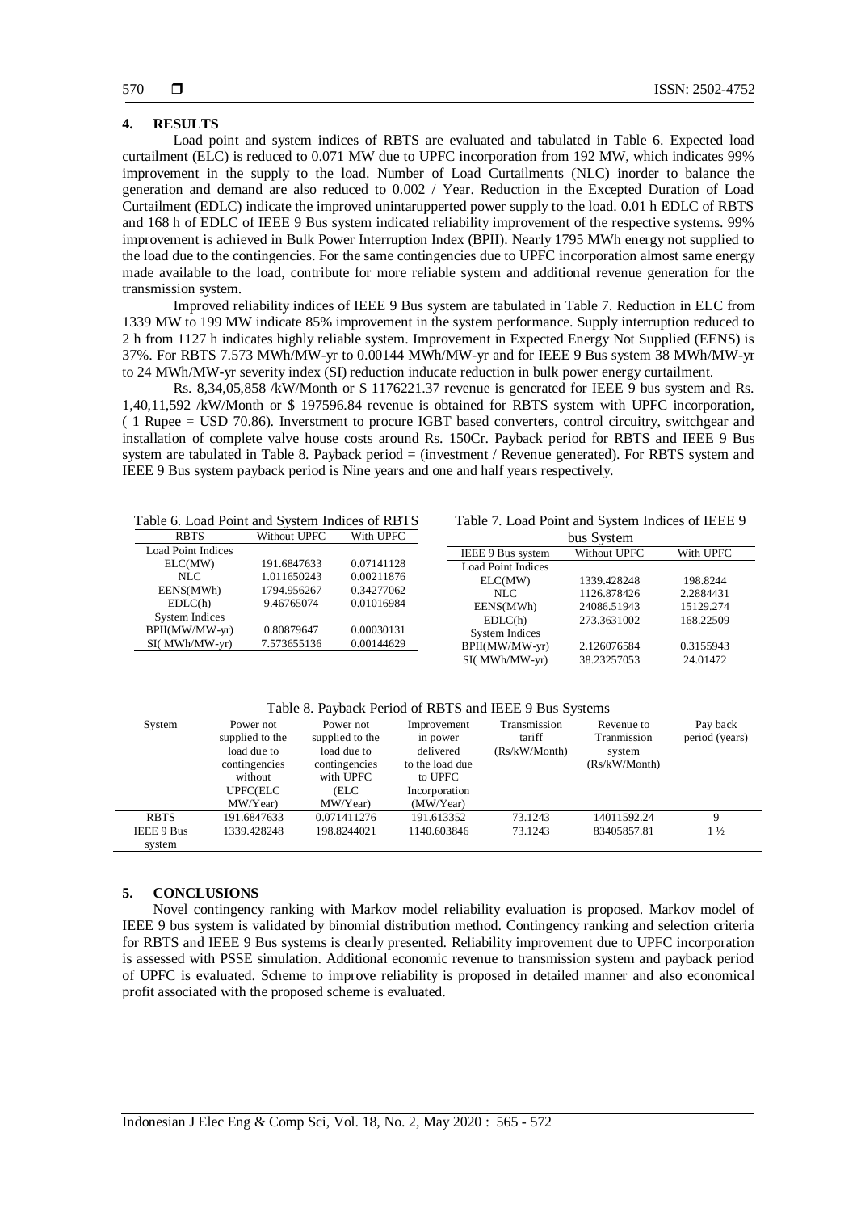## 4. RESULTS

Load point and system indices of RBTS are evaluated and tabulated in Table 6. Expected load curtailment (ELC) is reduced to 0.071 MW due to UPFC incorporation from 192 MW, which indicates 99% improvement in the supply to the load. Number of Load Curtailments (NLC) inorder to balance the generation and demand are also reduced to 0.002 / Year. Reduction in the Excepted Duration of Load Curtailment (EDLC) indicate the improved unintarupperted power supply to the load. 0.01 h EDLC of RBTS and 168 h of EDLC of IEEE 9 Bus system indicated reliability improvement of the respective systems. 99% improvement is achieved in Bulk Power Interruption Index (BPII). Nearly 1795 MWh energy not supplied to the load due to the contingencies. For the same contingencies due to UPFC incorporation almost same energy made available to the load, contribute for more reliable system and additional revenue generation for the transmission system.

Improved reliability indices of IEEE 9 Bus system are tabulated in Table 7. Reduction in ELC from 1339 MW to 199 MW indicate 85% improvement in the system performance. Supply interruption reduced to 2 h from 1127 h indicates highly reliable system. Improvement in Expected Energy Not Supplied (EENS) is 37%. For RBTS 7.573 MWh/MW-yr to 0.00144 MWh/MW-yr and for IEEE 9 Bus system 38 MWh/MW-yr to 24 MWh/MW-yr severity index (SI) reduction inducate reduction in bulk power energy curtailment.

Rs. 8,34,05,858 /kW/Month or \$ 1176221.37 revenue is generated for IEEE 9 bus system and Rs. 1,40,11,592 /kW/Month or \$ 197596.84 revenue is obtained for RBTS system with UPFC incorporation, ( 1 Rupee = USD 70.86). Inverstment to procure IGBT based converters, control circuitry, switchgear and installation of complete valve house costs around Rs. 150Cr. Payback period for RBTS and IEEE 9 Bus system are tabulated in Table 8. Payback period = (investment / Revenue generated). For RBTS system and IEEE 9 Bus system payback period is Nine years and one and half years respectively.

Table 6. Load Point and System Indices of RBTS

| RBTS | Without UPFC | With UPFC |
|---|---|---|
| Load Point Indices | | |
| ELC(MW) | 191.6847633 | 0.07141128 |
| NLC | 1.011650243 | 0.00211876 |
| EENS(MWh) | 1794.956267 | 0.34277062 |
| EDLC(h) | 9.46765074 | 0.01016984 |
| System Indices | | |
| BPII(MW/MW-yr) | 0.80879647 | 0.00030131 |
| SI( MWh/MW-yr) | 7.573655136 | 0.00144629 |

Table 7. Load Point and System Indices of IEEE 9 bus System

| IEEE 9 Bus system | Without UPFC | With UPFC |
|---|---|---|
| Load Point Indices | | |
| ELC(MW) | 1339.428248 | 198.8244 |
| NLC | 1126.878426 | 2.2884431 |
| EENS(MWh) | 24086.51943 | 15129.274 |
| EDLC(h) | 273.3631002 | 168.22509 |
| System Indices | | |
| BPII(MW/MW-yr) | 2.126076584 | 0.3155943 |
| SI( MWh/MW-yr) | 38.23257053 | 24.01472 |

Table 8. Payback Period of RBTS and IEEE 9 Bus Systems

| System | Power not supplied to the load due to contingencies without UPFC(ELC MW/Year) | Power not supplied to the load due to contingencies with UPFC (ELC MW/Year) | Improvement in power delivered to the load due to UPFC Incorporation (MW/Year) | Transmission tariff (Rs/kW/Month) | Revenue to Tranmission system (Rs/kW/Month) | Pay back period (years) |
|---|---|---|---|---|---|---|
| RBTS | 191.6847633 | 0.071411276 | 191.613352 | 73.1243 | 14011592.24 | 9 |
| IEEE 9 Bus system | 1339.428248 | 198.8244021 | 1140.603846 | 73.1243 | 83405857.81 | 1 ½ |

## 5. CONCLUSIONS

Novel contingency ranking with Markov model reliability evaluation is proposed. Markov model of IEEE 9 bus system is validated by binomial distribution method. Contingency ranking and selection criteria for RBTS and IEEE 9 Bus systems is clearly presented. Reliability improvement due to UPFC incorporation is assessed with PSSE simulation. Additional economic revenue to transmission system and payback period of UPFC is evaluated. Scheme to improve reliability is proposed in detailed manner and also economical profit associated with the proposed scheme is evaluated.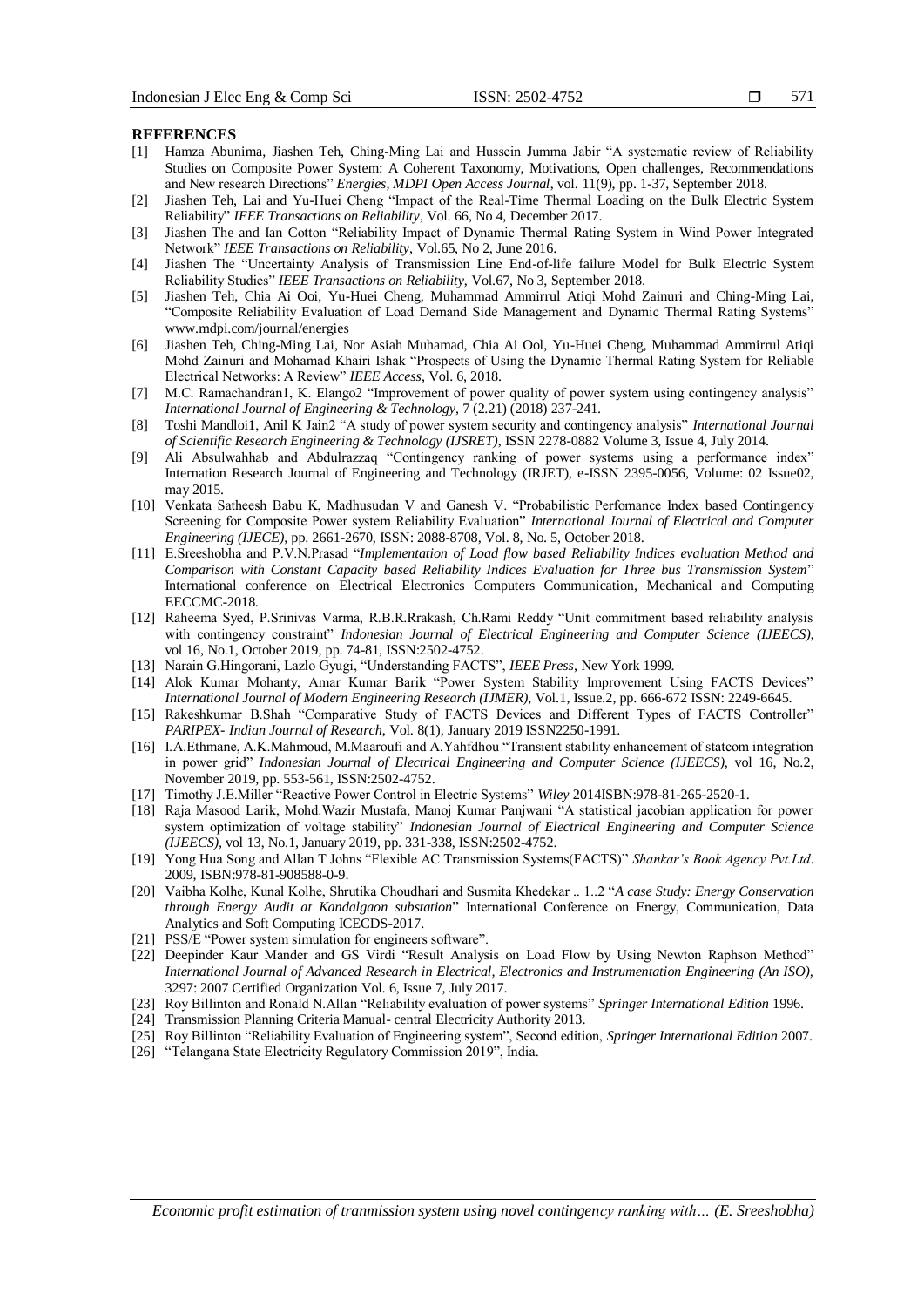## REFERENCES

[1] Hamza Abunima, Jiashen Teh, Ching-Ming Lai and Hussein Jumma Jabir "A systematic review of Reliability Studies on Composite Power System: A Coherent Taxonomy, Motivations, Open challenges, Recommendations and New research Directions" *Energies, MDPI Open Access Journal*, vol. 11(9), pp. 1-37, September 2018.

[2] Jiashen Teh, Lai and Yu-Huei Cheng "Impact of the Real-Time Thermal Loading on the Bulk Electric System Reliability" *IEEE Transactions on Reliability*, Vol. 66, No 4, December 2017.

[3] Jiashen The and Ian Cotton "Reliability Impact of Dynamic Thermal Rating System in Wind Power Integrated Network" *IEEE Transactions on Reliability*, Vol.65, No 2, June 2016.

[4] Jiashen The "Uncertainty Analysis of Transmission Line End-of-life failure Model for Bulk Electric System Reliability Studies" *IEEE Transactions on Reliability*, Vol.67, No 3, September 2018.

[5] Jiashen Teh, Chia Ai Ooi, Yu-Huei Cheng, Muhammad Ammirrul Atiqi Mohd Zainuri and Ching-Ming Lai, "Composite Reliability Evaluation of Load Demand Side Management and Dynamic Thermal Rating Systems" www.mdpi.com/journal/energies

[6] Jiashen Teh, Ching-Ming Lai, Nor Asiah Muhamad, Chia Ai Ool, Yu-Huei Cheng, Muhammad Ammirrul Atiqi Mohd Zainuri and Mohamad Khairi Ishak "Prospects of Using the Dynamic Thermal Rating System for Reliable Electrical Networks: A Review" *IEEE Access*, Vol. 6, 2018.

[7] M.C. Ramachandran1, K. Elango2 "Improvement of power quality of power system using contingency analysis" *International Journal of Engineering & Technology*, 7 (2.21) (2018) 237-241.

[8] Toshi Mandloi1, Anil K Jain2 "A study of power system security and contingency analysis" *International Journal of Scientific Research Engineering & Technology (IJSRET)*, ISSN 2278-0882 Volume 3, Issue 4, July 2014.

[9] Ali Absulwahhab and Abdulrazzaq "Contingency ranking of power systems using a performance index" Internation Research Journal of Engineering and Technology (IRJET), e-ISSN 2395-0056, Volume: 02 Issue02, may 2015.

[10] Venkata Satheesh Babu K, Madhusudan V and Ganesh V. "Probabilistic Perfomance Index based Contingency Screening for Composite Power system Reliability Evaluation" *International Journal of Electrical and Computer Engineering (IJECE)*, pp. 2661-2670, ISSN: 2088-8708, Vol. 8, No. 5, October 2018.

[11] E.Sreeshobha and P.V.N.Prasad "*Implementation of Load flow based Reliability Indices evaluation Method and Comparison with Constant Capacity based Reliability Indices Evaluation for Three bus Transmission System*" International conference on Electrical Electronics Computers Communication, Mechanical and Computing EECCMC-2018.

[12] Raheema Syed, P.Srinivas Varma, R.B.R.Rrakash, Ch.Rami Reddy "Unit commitment based reliability analysis with contingency constraint" *Indonesian Journal of Electrical Engineering and Computer Science (IJEECS),* vol 16, No.1, October 2019, pp. 74-81, ISSN:2502-4752.

[13] Narain G.Hingorani, Lazlo Gyugi, "Understanding FACTS", *IEEE Press*, New York 1999.

[14] Alok Kumar Mohanty, Amar Kumar Barik "Power System Stability Improvement Using FACTS Devices" *International Journal of Modern Engineering Research (IJMER),* Vol.1, Issue.2, pp. 666-672 ISSN: 2249-6645.

[15] Rakeshkumar B.Shah "Comparative Study of FACTS Devices and Different Types of FACTS Controller" *PARIPEX- Indian Journal of Research*, Vol. 8(1), January 2019 ISSN2250-1991.

[16] I.A.Ethmane, A.K.Mahmoud, M.Maaroufi and A.Yahfdhou "Transient stability enhancement of statcom integration in power grid" *Indonesian Journal of Electrical Engineering and Computer Science (IJEECS),* vol 16, No.2, November 2019, pp. 553-561, ISSN:2502-4752.

[17] Timothy J.E.Miller "Reactive Power Control in Electric Systems" *Wiley* 2014ISBN:978-81-265-2520-1.

[18] Raja Masood Larik, Mohd.Wazir Mustafa, Manoj Kumar Panjwani "A statistical jacobian application for power system optimization of voltage stability" *Indonesian Journal of Electrical Engineering and Computer Science (IJEECS),* vol 13, No.1, January 2019, pp. 331-338, ISSN:2502-4752.

[19] Yong Hua Song and Allan T Johns "Flexible AC Transmission Systems(FACTS)" *Shankar's Book Agency Pvt.Ltd*. 2009, ISBN:978-81-908588-0-9.

[20] Vaibha Kolhe, Kunal Kolhe, Shrutika Choudhari and Susmita Khedekar .. 1..2 "*A case Study: Energy Conservation through Energy Audit at Kandalgaon substation*" International Conference on Energy, Communication, Data Analytics and Soft Computing ICECDS-2017.

[21] PSS/E "Power system simulation for engineers software".

[22] Deepinder Kaur Mander and GS Virdi "Result Analysis on Load Flow by Using Newton Raphson Method" *International Journal of Advanced Research in Electrical, Electronics and Instrumentation Engineering (An ISO)*, 3297: 2007 Certified Organization Vol. 6, Issue 7, July 2017.

[23] Roy Billinton and Ronald N.Allan "Reliability evaluation of power systems" *Springer International Edition* 1996.

[24] Transmission Planning Criteria Manual- central Electricity Authority 2013.

[25] Roy Billinton "Reliability Evaluation of Engineering system", Second edition, *Springer International Edition* 2007.

[26] "Telangana State Electricity Regulatory Commission 2019", India.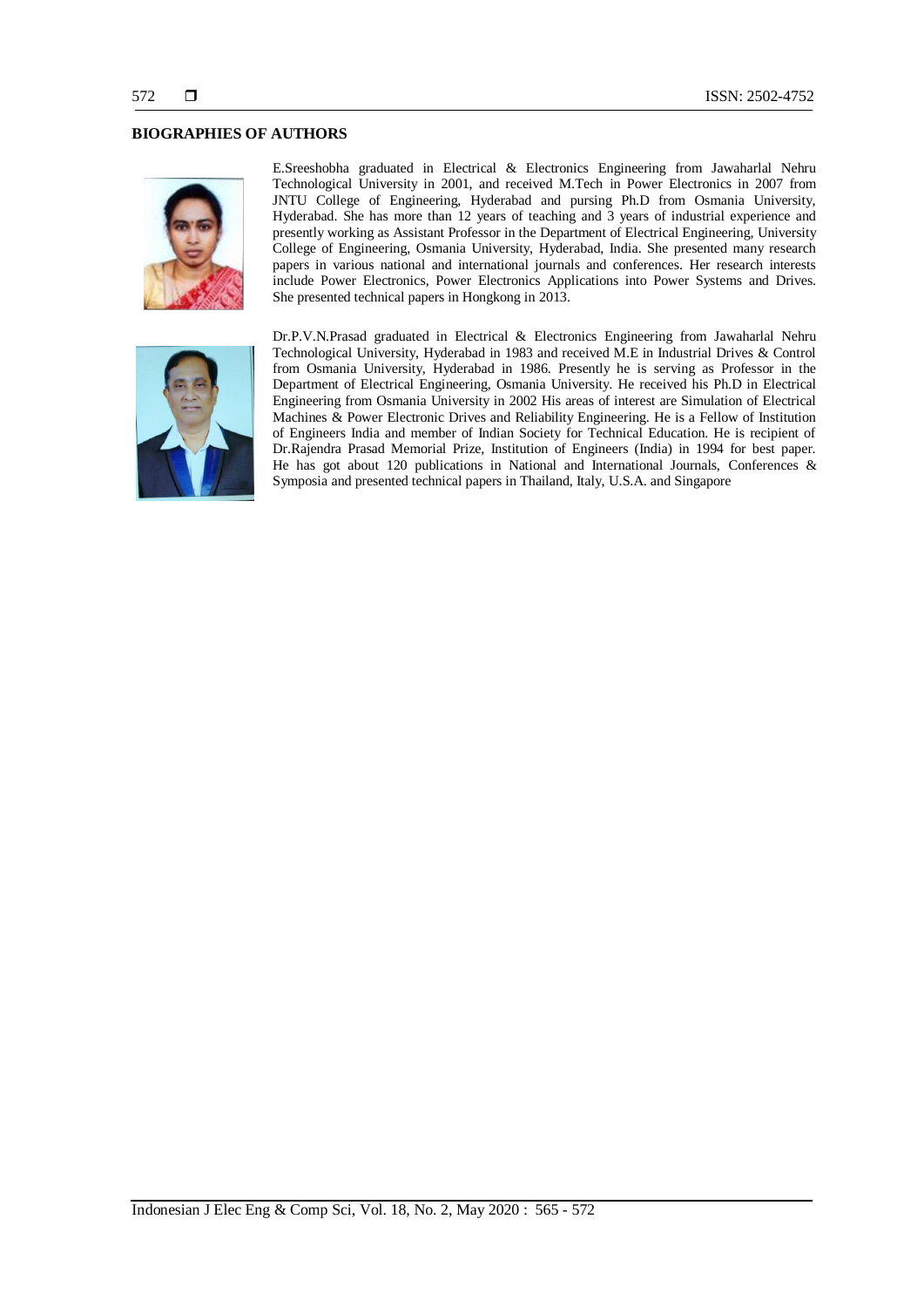## BIOGRAPHIES OF AUTHORS

E.Sreeshobha graduated in Electrical & Electronics Engineering from Jawaharlal Nehru Technological University in 2001, and received M.Tech in Power Electronics in 2007 from JNTU College of Engineering, Hyderabad and pursing Ph.D from Osmania University, Hyderabad. She has more than 12 years of teaching and 3 years of industrial experience and presently working as Assistant Professor in the Department of Electrical Engineering, University College of Engineering, Osmania University, Hyderabad, India. She presented many research papers in various national and international journals and conferences. Her research interests include Power Electronics, Power Electronics Applications into Power Systems and Drives. She presented technical papers in Hongkong in 2013.

Dr.P.V.N.Prasad graduated in Electrical & Electronics Engineering from Jawaharlal Nehru Technological University, Hyderabad in 1983 and received M.E in Industrial Drives & Control from Osmania University, Hyderabad in 1986. Presently he is serving as Professor in the Department of Electrical Engineering, Osmania University. He received his Ph.D in Electrical Engineering from Osmania University in 2002 His areas of interest are Simulation of Electrical Machines & Power Electronic Drives and Reliability Engineering. He is a Fellow of Institution of Engineers India and member of Indian Society for Technical Education. He is recipient of Dr.Rajendra Prasad Memorial Prize, Institution of Engineers (India) in 1994 for best paper. He has got about 120 publications in National and International Journals, Conferences & Symposia and presented technical papers in Thailand, Italy, U.S.A. and Singapore